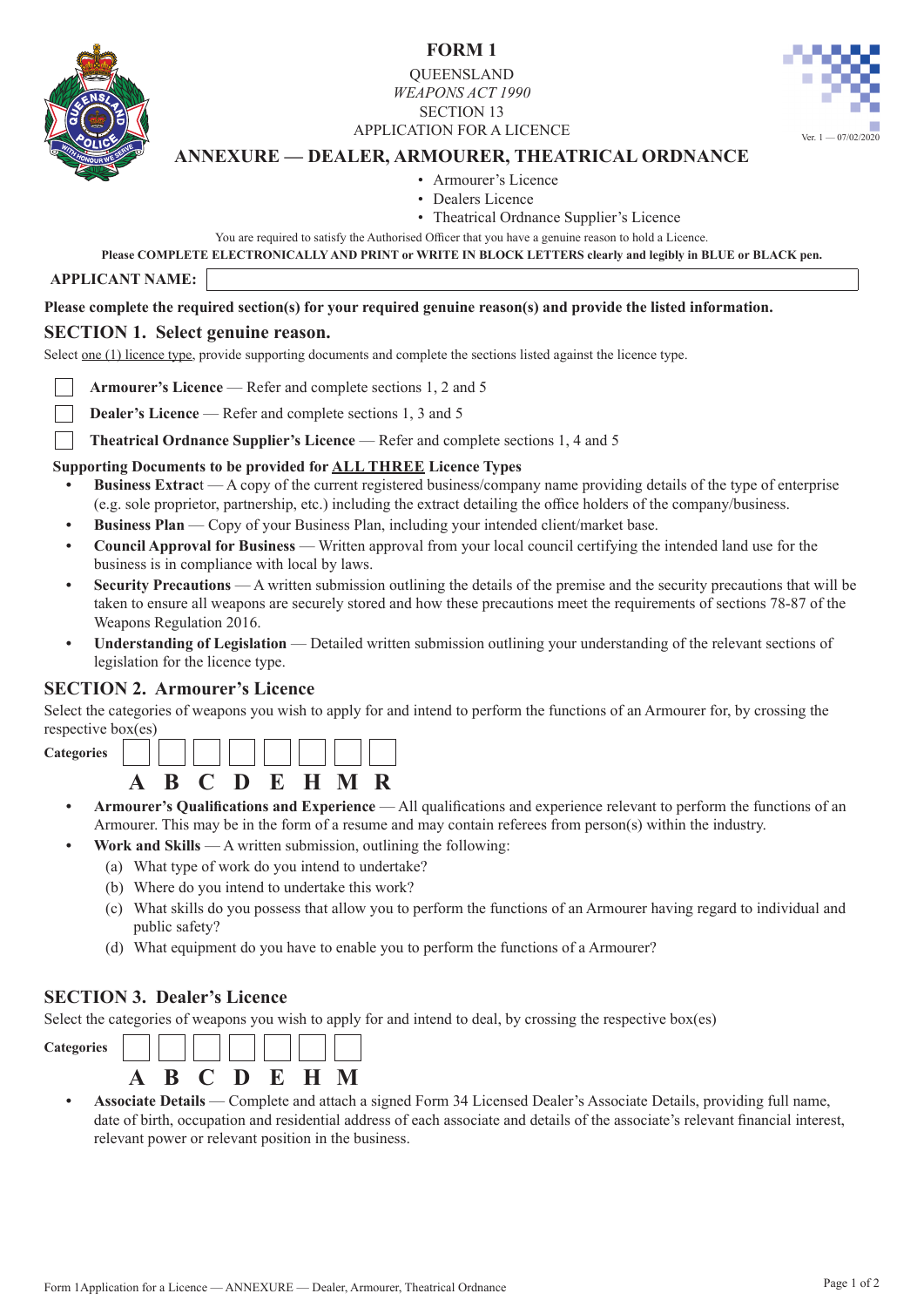# FORM 1

QUEENSLAND

*WEAPONS ACT 1990*

SECTION 13

APPLICATION FOR A LICENCE

Ver. 1 — 07/02/2020

## ANNEXURE — DEALER, ARMOURER, THEATRICAL ORDNANCE

- Armourer's Licence
- Dealers Licence
- Theatrical Ordnance Supplier's Licence

You are required to satisfy the Authorised Officer that you have a genuine reason to hold a Licence.

**Please COMPLETE ELECTRONICALLY AND PRINT or WRITE IN BLOCK LETTERS clearly and legibly in BLUE or BLACK pen.**

**APPLICANT NAME:** ______________________

**Please complete the required section(s) for your required genuine reason(s) and provide the listed information.**

## SECTION 1. Select genuine reason.

Select one (1) licence type, provide supporting documents and complete the sections listed against the licence type.

- ☐ **Armourer's Licence** — Refer and complete sections 1, 2 and 5
- ☐ **Dealer's Licence** — Refer and complete sections 1, 3 and 5
- ☐ **Theatrical Ordnance Supplier's Licence** — Refer and complete sections 1, 4 and 5

**Supporting Documents to be provided for ALL THREE Licence Types**

- **Business Extract** — A copy of the current registered business/company name providing details of the type of enterprise (e.g. sole proprietor, partnership, etc.) including the extract detailing the office holders of the company/business.
- **Business Plan** — Copy of your Business Plan, including your intended client/market base.
- **Council Approval for Business** — Written approval from your local council certifying the intended land use for the business is in compliance with local by laws.
- **Security Precautions** — A written submission outlining the details of the premise and the security precautions that will be taken to ensure all weapons are securely stored and how these precautions meet the requirements of sections 78-87 of the Weapons Regulation 2016.
- **Understanding of Legislation** — Detailed written submission outlining your understanding of the relevant sections of legislation for the licence type.

## SECTION 2. Armourer's Licence

Select the categories of weapons you wish to apply for and intend to perform the functions of an Armourer for, by crossing the respective box(es)

**Categories** ☐ A ☐ B ☐ C ☐ D ☐ E ☐ H ☐ M ☐ R

- **Armourer's Qualifications and Experience** — All qualifications and experience relevant to perform the functions of an Armourer. This may be in the form of a resume and may contain referees from person(s) within the industry.
- **Work and Skills** — A written submission, outlining the following:
  - (a) What type of work do you intend to undertake?
  - (b) Where do you intend to undertake this work?
  - (c) What skills do you possess that allow you to perform the functions of an Armourer having regard to individual and public safety?
  - (d) What equipment do you have to enable you to perform the functions of a Armourer?

## SECTION 3. Dealer's Licence

Select the categories of weapons you wish to apply for and intend to deal, by crossing the respective box(es)

**Categories** ☐ A ☐ B ☐ C ☐ D ☐ E ☐ H ☐ M

- **Associate Details** — Complete and attach a signed Form 34 Licensed Dealer's Associate Details, providing full name, date of birth, occupation and residential address of each associate and details of the associate's relevant financial interest, relevant power or relevant position in the business.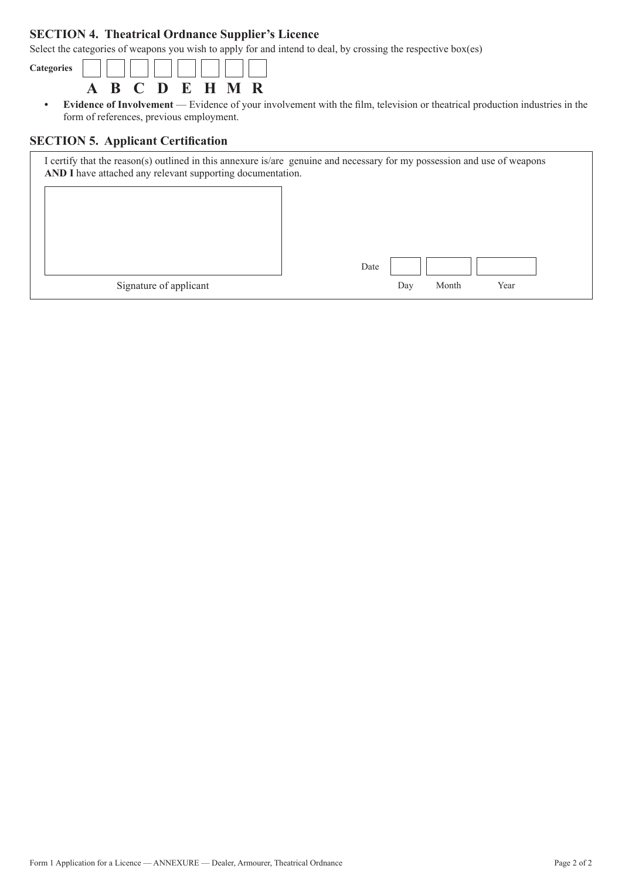## SECTION 4. Theatrical Ordnance Supplier's Licence

Select the categories of weapons you wish to apply for and intend to deal, by crossing the respective box(es)

| Categories | | | | | | | | |
|---|---|---|---|---|---|---|---|---|
| | A | B | C | D | E | H | M | R |

- **Evidence of Involvement** — Evidence of your involvement with the film, television or theatrical production industries in the form of references, previous employment.

## SECTION 5. Applicant Certification

I certify that the reason(s) outlined in this annexure is/are genuine and necessary for my possession and use of weapons **AND I** have attached any relevant supporting documentation.

Signature of applicant

Date Day Month Year